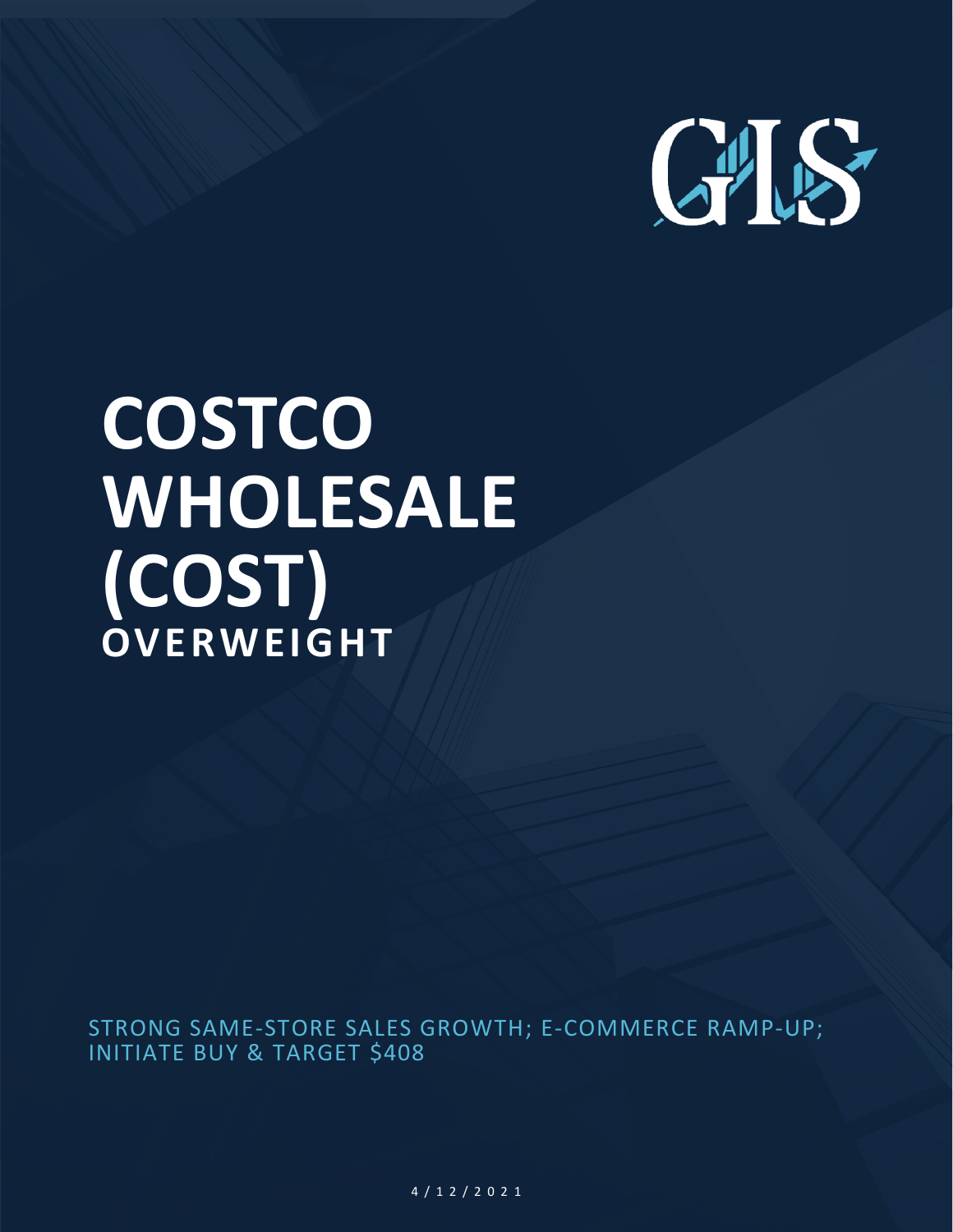# COSTCO WHOLESALE (COST)

## OVERWEIGHT

STRONG SAME-STORE SALES GROWTH; E-COMMERCE RAMP-UP; INITIATE BUY & TARGET $408

4/12/2021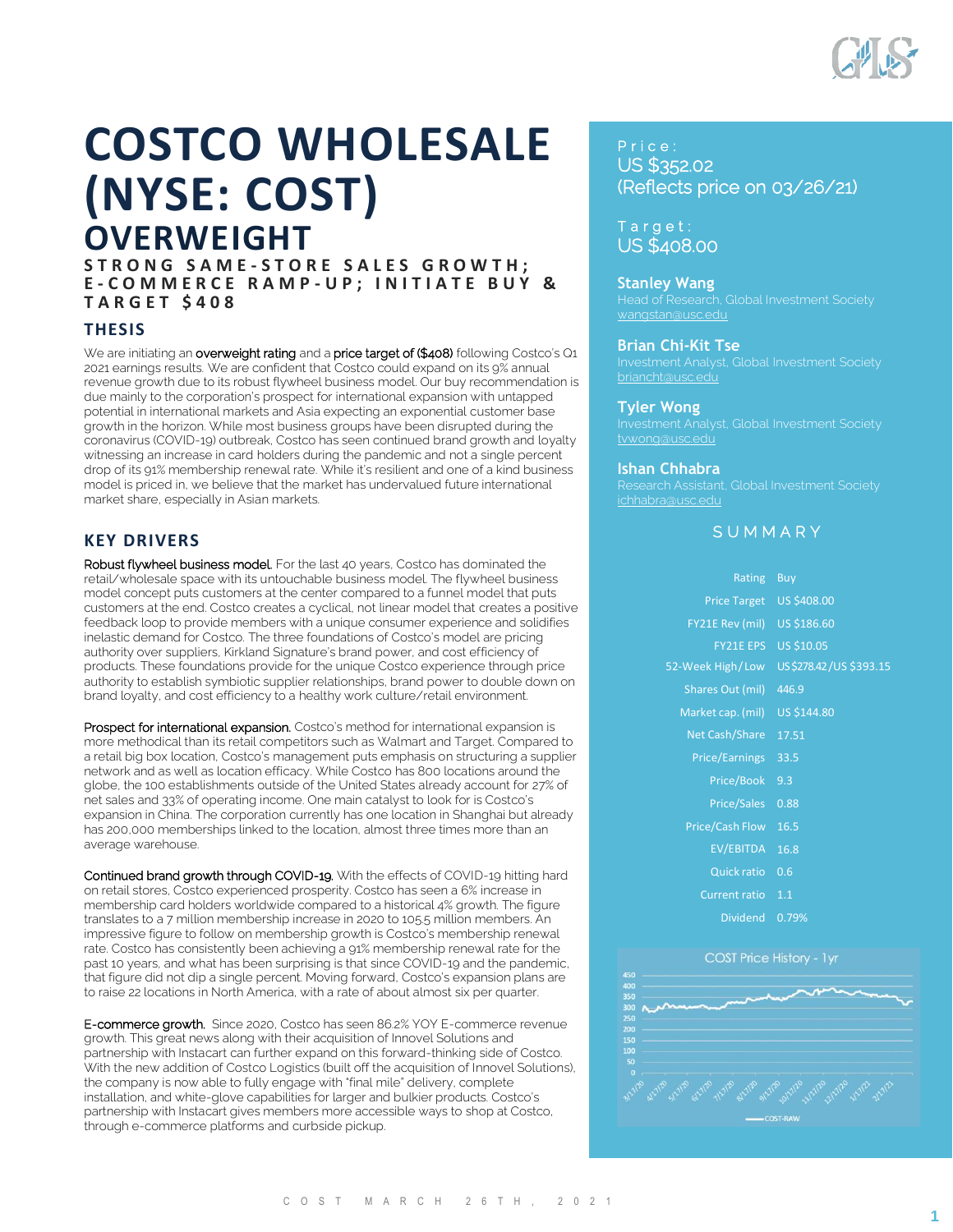# COSTCO WHOLESALE (NYSE: COST)

## OVERWEIGHT

**STRONG SAME-STORE SALES GROWTH; E-COMMERCE RAMP-UP; INITIATE BUY & TARGET $408**

### THESIS

We are initiating an overweight rating and a price target of ($408) following Costco's Q1 2021 earnings results. We are confident that Costco could expand on its 9% annual revenue growth due to its robust flywheel business model. Our buy recommendation is due mainly to the corporation's prospect for international expansion with untapped potential in international markets and Asia expecting an exponential customer base growth in the horizon. While most business groups have been disrupted during the coronavirus (COVID-19) outbreak, Costco has seen continued brand growth and loyalty witnessing an increase in card holders during the pandemic and not a single percent drop of its 91% membership renewal rate. While it's resilient and one of a kind business model is priced in, we believe that the market has undervalued future international market share, especially in Asian markets.

### KEY DRIVERS

Robust flywheel business model. For the last 40 years, Costco has dominated the retail/wholesale space with its untouchable business model. The flywheel business model concept puts customers at the center compared to a funnel model that puts customers at the end. Costco creates a cyclical, not linear model that creates a positive feedback loop to provide members with a unique consumer experience and solidifies inelastic demand for Costco. The three foundations of Costco's model are pricing authority over suppliers, Kirkland Signature's brand power, and cost efficiency of products. These foundations provide for the unique Costco experience through price authority to establish symbiotic supplier relationships, brand power to double down on brand loyalty, and cost efficiency to a healthy work culture/retail environment.

Prospect for international expansion. Costco's method for international expansion is more methodical than its retail competitors such as Walmart and Target. Compared to a retail big box location, Costco's management puts emphasis on structuring a supplier network and as well as location efficacy. While Costco has 800 locations around the globe, the 100 establishments outside of the United States already account for 27% of net sales and 33% of operating income. One main catalyst to look for is Costco's expansion in China. The corporation currently has one location in Shanghai but already has 200,000 memberships linked to the location, almost three times more than an average warehouse.

Continued brand growth through COVID-19. With the effects of COVID-19 hitting hard on retail stores, Costco experienced prosperity. Costco has seen a 6% increase in membership card holders worldwide compared to a historical 4% growth. The figure translates to a 7 million membership increase in 2020 to 105.5 million members. An impressive figure to follow on membership growth is Costco's membership renewal rate. Costco has consistently been achieving a 91% membership renewal rate for the past 10 years, and what has been surprising is that since COVID-19 and the pandemic, that figure did not dip a single percent. Moving forward, Costco's expansion plans are to raise 22 locations in North America, with a rate of about almost six per quarter.

E-commerce growth. Since 2020, Costco has seen 86.2% YOY E-commerce revenue growth. This great news along with their acquisition of Innovel Solutions and partnership with Instacart can further expand on this forward-thinking side of Costco. With the new addition of Costco Logistics (built off the acquisition of Innovel Solutions), the company is now able to fully engage with "final mile" delivery, complete installation, and white-glove capabilities for larger and bulkier products. Costco's partnership with Instacart gives members more accessible ways to shop at Costco, through e-commerce platforms and curbside pickup.

---

Price:
US $352.02
(Reflects price on 03/26/21)

Target:
US $408.00

**Stanley Wang**
Head of Research, Global Investment Society
wangstan@usc.edu

**Brian Chi-Kit Tse**
Investment Analyst, Global Investment Society
brianctt@usc.edu

**Tyler Wong**
Investment Analyst, Global Investment Society
tvwong@usc.edu

**Ishan Chhabra**
Research Assistant, Global Investment Society
ichhabra@usc.edu

### SUMMARY

| | |
|---|---|
| Rating | Buy |
| Price Target | US $408.00 |
| FY21E Rev (mil) | US $186.60 |
| FY21E EPS | US $10.05 |
| 52-Week High/Low | US $278.42/US $393.15 |
| Shares Out (mil) | 446.9 |
| Market cap. (mil) | US $144.80 |
| Net Cash/Share | 17.51 |
| Price/Earnings | 33.5 |
| Price/Book | 9.3 |
| Price/Sales | 0.88 |
| Price/Cash Flow | 16.5 |
| EV/EBITDA | 16.8 |
| Quick ratio | 0.6 |
| Current ratio | 1.1 |
| Dividend | 0.79% |

COST Price History - 1yr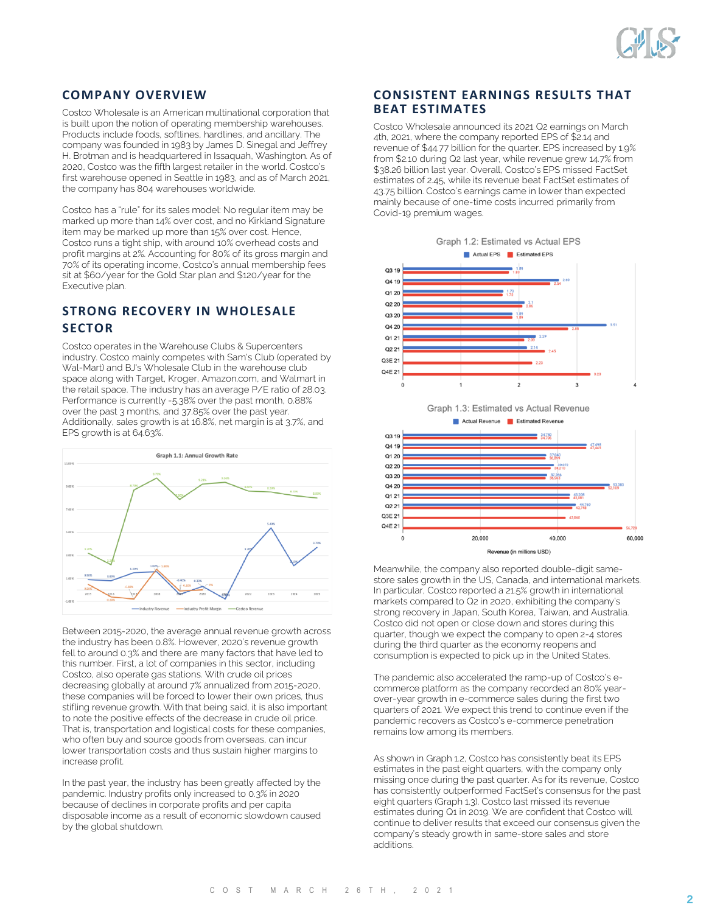## COMPANY OVERVIEW

Costco Wholesale is an American multinational corporation that is built upon the notion of operating membership warehouses. Products include foods, softlines, hardlines, and ancillary. The company was founded in 1983 by James D. Sinegal and Jeffrey H. Brotman and is headquartered in Issaquah, Washington. As of 2020, Costco was the fifth largest retailer in the world. Costco's first warehouse opened in Seattle in 1983, and as of March 2021, the company has 804 warehouses worldwide.

Costco has a "rule" for its sales model: No regular item may be marked up more than 14% over cost, and no Kirkland Signature item may be marked up more than 15% over cost. Hence, Costco runs a tight ship, with around 10% overhead costs and profit margins at 2%. Accounting for 80% of its gross margin and 70% of its operating income, Costco's annual membership fees sit at $60/year for the Gold Star plan and $120/year for the Executive plan.

## STRONG RECOVERY IN WHOLESALE SECTOR

Costco operates in the Warehouse Clubs & Supercenters industry. Costco mainly competes with Sam's Club (operated by Wal-Mart) and BJ's Wholesale Club in the warehouse club space along with Target, Kroger, Amazon.com, and Walmart in the retail space. The industry has an average P/E ratio of 28.03. Performance is currently -5.38% over the past month, 0.88% over the past 3 months, and 37.85% over the past year. Additionally, sales growth is at 16.8%, net margin is at 3.7%, and EPS growth is at 64.63%.

Graph 1.1: Annual Growth Rate

Between 2015-2020, the average annual revenue growth across the industry has been 0.8%. However, 2020's revenue growth fell to around 0.3% and there are many factors that have led to this number. First, a lot of companies in this sector, including Costco, also operate gas stations. With crude oil prices decreasing globally at around 7% annualized from 2015-2020, these companies will be forced to lower their own prices, thus stifling revenue growth. With that being said, it is also important to note the positive effects of the decrease in crude oil price. That is, transportation and logistical costs for these companies, who often buy and source goods from overseas, can incur lower transportation costs and thus sustain higher margins to increase profit.

In the past year, the industry has been greatly affected by the pandemic. Industry profits only increased to 0.3% in 2020 because of declines in corporate profits and per capita disposable income as a result of economic slowdown caused by the global shutdown.

## CONSISTENT EARNINGS RESULTS THAT BEAT ESTIMATES

Costco Wholesale announced its 2021 Q2 earnings on March 4th, 2021, where the company reported EPS of $2.14 and revenue of $44.77 billion for the quarter. EPS increased by 1.9% from $2.10 during Q2 last year, while revenue grew 14.7% from $38.26 billion last year. Overall, Costco's EPS missed FactSet estimates of 2.45, while its revenue beat FactSet estimates of 43.75 billion. Costco's earnings came in lower than expected mainly because of one-time costs incurred primarily from Covid-19 premium wages.

Graph 1.2: Estimated vs Actual EPS

Graph 1.3: Estimated vs Actual Revenue

Meanwhile, the company also reported double-digit same-store sales growth in the US, Canada, and international markets. In particular, Costco reported a 21.5% growth in international markets compared to Q2 in 2020, exhibiting the company's strong recovery in Japan, South Korea, Taiwan, and Australia. Costco did not open or close down and stores during this quarter, though we expect the company to open 2-4 stores during the third quarter as the economy reopens and consumption is expected to pick up in the United States.

The pandemic also accelerated the ramp-up of Costco's e-commerce platform as the company recorded an 80% year-over-year growth in e-commerce sales during the first two quarters of 2021. We expect this trend to continue even if the pandemic recovers as Costco's e-commerce penetration remains low among its members.

As shown in Graph 1.2, Costco has consistently beat its EPS estimates in the past eight quarters, with the company only missing once during the past quarter. As for its revenue, Costco has consistently outperformed FactSet's consensus for the past eight quarters (Graph 1.3). Costco last missed its revenue estimates during Q1 in 2019. We are confident that Costco will continue to deliver results that exceed our consensus given the company's steady growth in same-store sales and store additions.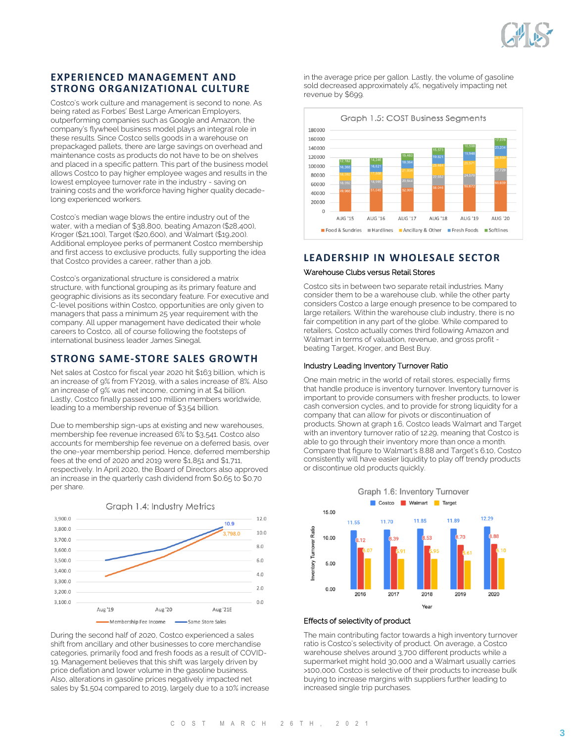## EXPERIENCED MANAGEMENT AND STRONG ORGANIZATIONAL CULTURE

Costco's work culture and management is second to none. As being rated as Forbes' Best Large American Employers, outperforming companies such as Google and Amazon, the company's flywheel business model plays an integral role in these results. Since Costco sells goods in a warehouse on prepackaged pallets, there are large savings on overhead and maintenance costs as products do not have to be on shelves and placed in a specific pattern. This part of the business model allows Costco to pay higher employee wages and results in the lowest employee turnover rate in the industry - saving on training costs and the workforce having higher quality decade-long experienced workers.

Costco's median wage blows the entire industry out of the water, with a median of $38,800, beating Amazon ($28,400), Kroger ($21,100), Target ($20,600), and Walmart ($19,200). Additional employee perks of permanent Costco membership and first access to exclusive products, fully supporting the idea that Costco provides a career, rather than a job.

Costco's organizational structure is considered a matrix structure, with functional grouping as its primary feature and geographic divisions as its secondary feature. For executive and C-level positions within Costco, opportunities are only given to managers that pass a minimum 25 year requirement with the company. All upper management have dedicated their whole careers to Costco, all of course following the footsteps of international business leader James Sinegal.

## STRONG SAME-STORE SALES GROWTH

Net sales at Costco for fiscal year 2020 hit $163 billion, which is an increase of 9% from FY2019, with a sales increase of 8%. Also an increase of 9% was net income, coming in at $4 billion. Lastly, Costco finally passed 100 million members worldwide, leading to a membership revenue of $3.54 billion.

Due to membership sign-ups at existing and new warehouses, membership fee revenue increased 6% to $3,541. Costco also accounts for membership fee revenue on a deferred basis, over the one-year membership period. Hence, deferred membership fees at the end of 2020 and 2019 were $1,851 and $1,711, respectively. In April 2020, the Board of Directors also approved an increase in the quarterly cash dividend from $0.65 to $0.70 per share.

Graph 1.4: Industry Metrics

| | Aug '19 | Aug '20 | Aug '21E |
|---|---|---|---|
| Membership Fee Income | | | 3,798.0 |
| Same Store Sales | | | 10.9 |

During the second half of 2020, Costco experienced a sales shift from ancillary and other businesses to core merchandise categories, primarily food and fresh foods as a result of COVID-19. Management believes that this shift was largely driven by price deflation and lower volume in the gasoline business. Also, alterations in gasoline prices negatively impacted net sales by $1,504 compared to 2019, largely due to a 10% increase in the average price per gallon. Lastly, the volume of gasoline sold decreased approximately 4%, negatively impacting net revenue by $699.

Graph 1.5: COST Business Segments

| | AUG '15 | AUG '16 | AUG '17 | AUG '18 | AUG '19 | AUG '20 |
|---|---|---|---|---|---|---|
| Food & Sundries | 49,966 | 51,048 | 52,900 | 58,046 | 59,672 | 68,659 |
| Hardlines | 18,592 | 18,595 | 20,644 | 22,652 | 24,870 | 27,729 |
| Ancillary & Other | 18,592 | 17,808 | 21,934 | 25,464 | 25,571 | 26,858 |
| Fresh Foods | 16,268 | 16,621 | 18,064 | 19,821 | 19,948 | 23,204 |
| Softlines | 12,782 | 14,246 | 15,483 | 15,573 | 16,590 | 17,676 |

## LEADERSHIP IN WHOLESALE SECTOR

### Warehouse Clubs versus Retail Stores

Costco sits in between two separate retail industries. Many consider them to be a warehouse club, while the other party considers Costco a large enough presence to be compared to large retailers. Within the warehouse club industry, there is no fair competition in any part of the globe. While compared to retailers, Costco actually comes third following Amazon and Walmart in terms of valuation, revenue, and gross profit - beating Target, Kroger, and Best Buy.

### Industry Leading Inventory Turnover Ratio

One main metric in the world of retail stores, especially firms that handle produce is inventory turnover. Inventory turnover is important to provide consumers with fresher products, to lower cash conversion cycles, and to provide for strong liquidity for a company that can allow for pivots or discontinuation of products. Shown at graph 1.6, Costco leads Walmart and Target with an inventory turnover ratio of 12.29, meaning that Costco is able to go through their inventory more than once a month. Compare that figure to Walmart's 8.88 and Target's 6.10, Costco consistently will have easier liquidity to play off trendy products or discontinue old products quickly.

Graph 1.6: Inventory Turnover

| Year | Costco | Walmart | Target |
|---|---|---|---|
| 2016 | 11.55 | 8.12 | 6.07 |
| 2017 | 11.70 | 8.39 | 5.91 |
| 2018 | 11.85 | 8.53 | 5.95 |
| 2019 | 11.89 | 8.70 | 5.61 |
| 2020 | 12.29 | 8.88 | 6.10 |

### Effects of selectivity of product

The main contributing factor towards a high inventory turnover ratio is Costco's selectivity of product. On average, a Costco warehouse shelves around 3,700 different products while a supermarket might hold 30,000 and a Walmart usually carries >100,000. Costco is selective of their products to increase bulk buying to increase margins with suppliers further leading to increased single trip purchases.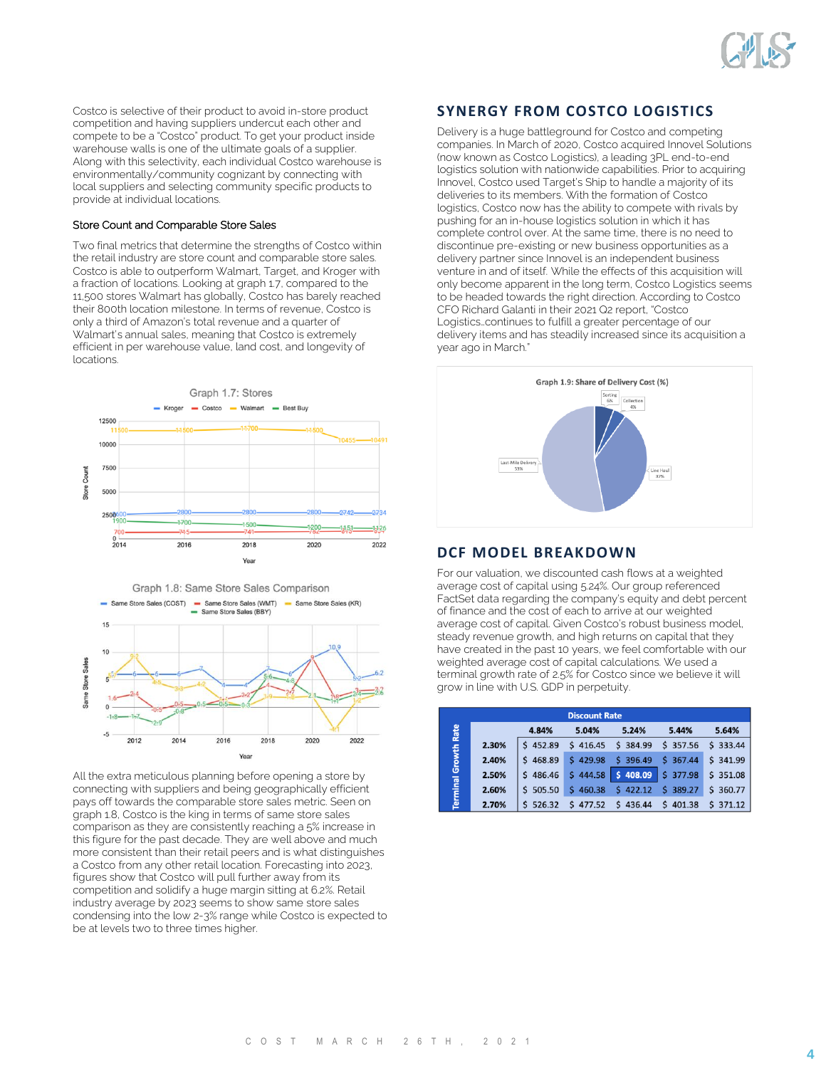Costco is selective of their product to avoid in-store product competition and having suppliers undercut each other and compete to be a "Costco" product. To get your product inside warehouse walls is one of the ultimate goals of a supplier. Along with this selectivity, each individual Costco warehouse is environmentally/community cognizant by connecting with local suppliers and selecting community specific products to provide at individual locations.

### Store Count and Comparable Store Sales

Two final metrics that determine the strengths of Costco within the retail industry are store count and comparable store sales. Costco is able to outperform Walmart, Target, and Kroger with a fraction of locations. Looking at graph 1.7, compared to the 11,500 stores Walmart has globally, Costco has barely reached their 800th location milestone. In terms of revenue, Costco is only a third of Amazon's total revenue and a quarter of Walmart's annual sales, meaning that Costco is extremely efficient in per warehouse value, land cost, and longevity of locations.

Graph 1.7: Stores

Graph 1.8: Same Store Sales Comparison

All the extra meticulous planning before opening a store by connecting with suppliers and being geographically efficient pays off towards the comparable store sales metric. Seen on graph 1.8, Costco is the king in terms of same store sales comparison as they are consistently reaching a 5% increase in this figure for the past decade. They are well above and much more consistent than their retail peers and is what distinguishes a Costco from any other retail location. Forecasting into 2023, figures show that Costco will pull further away from its competition and solidify a huge margin sitting at 6.2%. Retail industry average by 2023 seems to show same store sales condensing into the low 2-3% range while Costco is expected to be at levels two to three times higher.

## SYNERGY FROM COSTCO LOGISTICS

Delivery is a huge battleground for Costco and competing companies. In March of 2020, Costco acquired Innovel Solutions (now known as Costco Logistics), a leading 3PL end-to-end logistics solution with nationwide capabilities. Prior to acquiring Innovel, Costco used Target's Ship to handle a majority of its deliveries to its members. With the formation of Costco logistics, Costco now has the ability to compete with rivals by pushing for an in-house logistics solution in which it has complete control over. At the same time, there is no need to discontinue pre-existing or new business opportunities as a delivery partner since Innovel is an independent business venture in and of itself. While the effects of this acquisition will only become apparent in the long term, Costco Logistics seems to be headed towards the right direction. According to Costco CFO Richard Galanti in their 2021 Q2 report, "Costco Logistics…continues to fulfill a greater percentage of our delivery items and has steadily increased since its acquisition a year ago in March."

Graph 1.9: Share of Delivery Cost (%)

## DCF MODEL BREAKDOWN

For our valuation, we discounted cash flows at a weighted average cost of capital using 5.24%. Our group referenced FactSet data regarding the company's equity and debt percent of finance and the cost of each to arrive at our weighted average cost of capital. Given Costco's robust business model, steady revenue growth, and high returns on capital that they have created in the past 10 years, we feel comfortable with our weighted average cost of capital calculations. We used a terminal growth rate of 2.5% for Costco since we believe it will grow in line with U.S. GDP in perpetuity.

| Terminal Growth Rate | Discount Rate | | | | |
|---|---|---|---|---|---|
| | 4.84% | 5.04% | 5.24% | 5.44% | 5.64% |
| 2.30% | $ 452.89 | $ 416.45 | $ 384.99 | $ 357.56 | $ 333.44 |
| 2.40% | $ 468.89 | $ 429.98 | $ 396.49 | $ 367.44 | $ 341.99 |
| 2.50% | $ 486.46 | $ 444.58 | $ 408.09 | $ 377.98 | $ 351.08 |
| 2.60% | $ 505.50 | $ 460.38 | $ 422.12 | $ 389.27 | $ 360.77 |
| 2.70% | $ 526.32 | $ 477.52 | $ 436.44 | $ 401.38 | $ 371.12 |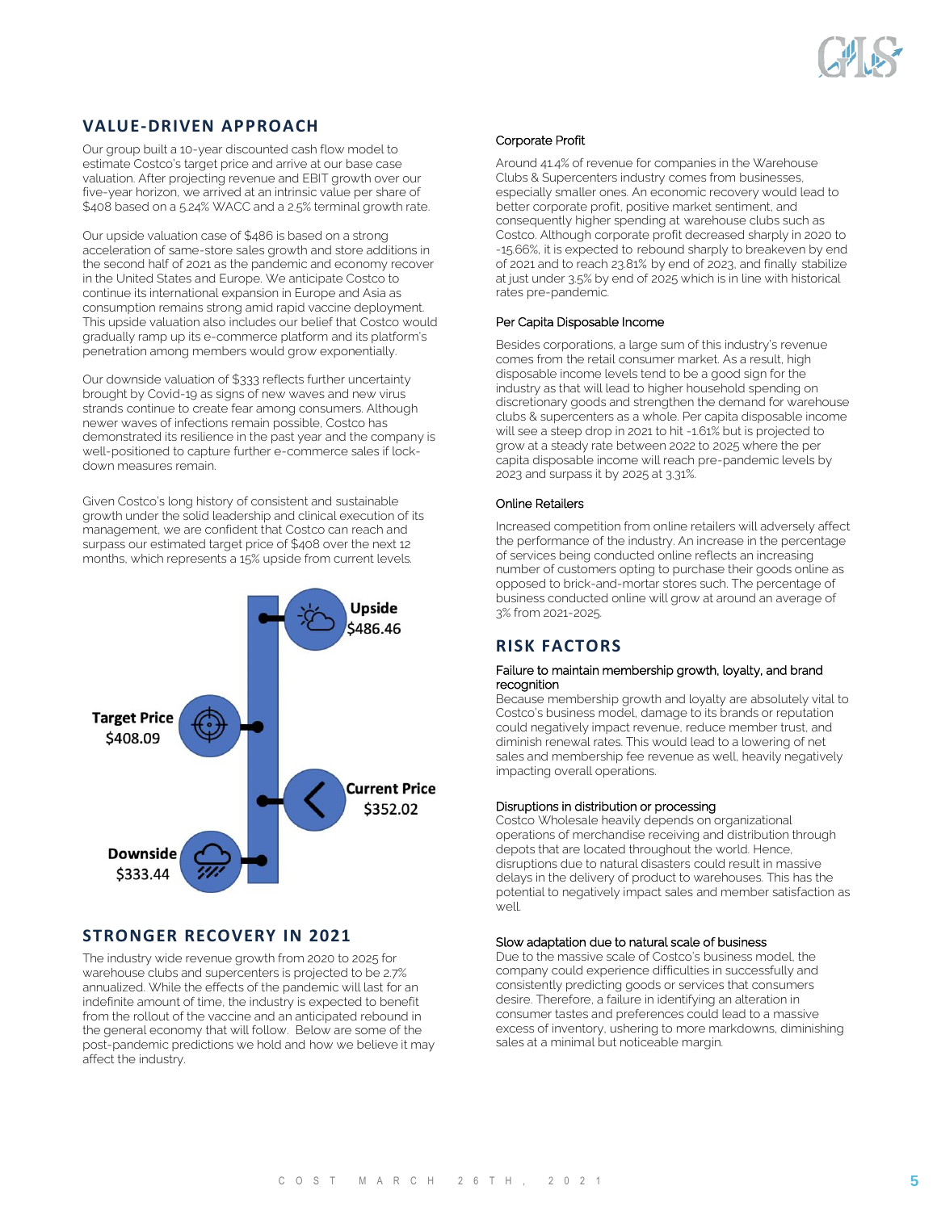## VALUE-DRIVEN APPROACH

Our group built a 10-year discounted cash flow model to estimate Costco's target price and arrive at our base case valuation. After projecting revenue and EBIT growth over our five-year horizon, we arrived at an intrinsic value per share of $408 based on a 5.24% WACC and a 2.5% terminal growth rate.

Our upside valuation case of $486 is based on a strong acceleration of same-store sales growth and store additions in the second half of 2021 as the pandemic and economy recover in the United States and Europe. We anticipate Costco to continue its international expansion in Europe and Asia as consumption remains strong amid rapid vaccine deployment. This upside valuation also includes our belief that Costco would gradually ramp up its e-commerce platform and its platform's penetration among members would grow exponentially.

Our downside valuation of $333 reflects further uncertainty brought by Covid-19 as signs of new waves and new virus strands continue to create fear among consumers. Although newer waves of infections remain possible, Costco has demonstrated its resilience in the past year and the company is well-positioned to capture further e-commerce sales if lock-down measures remain.

Given Costco's long history of consistent and sustainable growth under the solid leadership and clinical execution of its management, we are confident that Costco can reach and surpass our estimated target price of $408 over the next 12 months, which represents a 15% upside from current levels.

Upside
$486.46

Target Price
$408.09

Current Price
$352.02

Downside
$333.44

## STRONGER RECOVERY IN 2021

The industry wide revenue growth from 2020 to 2025 for warehouse clubs and supercenters is projected to be 2.7% annualized. While the effects of the pandemic will last for an indefinite amount of time, the industry is expected to benefit from the rollout of the vaccine and an anticipated rebound in the general economy that will follow. Below are some of the post-pandemic predictions we hold and how we believe it may affect the industry.

### Corporate Profit

Around 41.4% of revenue for companies in the Warehouse Clubs & Supercenters industry comes from businesses, especially smaller ones. An economic recovery would lead to better corporate profit, positive market sentiment, and consequently higher spending at warehouse clubs such as Costco. Although corporate profit decreased sharply in 2020 to -15.66%, it is expected to rebound sharply to breakeven by end of 2021 and to reach 23.81% by end of 2023, and finally stabilize at just under 3.5% by end of 2025 which is in line with historical rates pre-pandemic.

### Per Capita Disposable Income

Besides corporations, a large sum of this industry's revenue comes from the retail consumer market. As a result, high disposable income levels tend to be a good sign for the industry as that will lead to higher household spending on discretionary goods and strengthen the demand for warehouse clubs & supercenters as a whole. Per capita disposable income will see a steep drop in 2021 to hit -1.61% but is projected to grow at a steady rate between 2022 to 2025 where the per capita disposable income will reach pre-pandemic levels by 2023 and surpass it by 2025 at 3.31%.

### Online Retailers

Increased competition from online retailers will adversely affect the performance of the industry. An increase in the percentage of services being conducted online reflects an increasing number of customers opting to purchase their goods online as opposed to brick-and-mortar stores such. The percentage of business conducted online will grow at around an average of 3% from 2021-2025.

## RISK FACTORS

### Failure to maintain membership growth, loyalty, and brand recognition

Because membership growth and loyalty are absolutely vital to Costco's business model, damage to its brands or reputation could negatively impact revenue, reduce member trust, and diminish renewal rates. This would lead to a lowering of net sales and membership fee revenue as well, heavily negatively impacting overall operations.

### Disruptions in distribution or processing

Costco Wholesale heavily depends on organizational operations of merchandise receiving and distribution through depots that are located throughout the world. Hence, disruptions due to natural disasters could result in massive delays in the delivery of product to warehouses. This has the potential to negatively impact sales and member satisfaction as well.

### Slow adaptation due to natural scale of business

Due to the massive scale of Costco's business model, the company could experience difficulties in successfully and consistently predicting goods or services that consumers desire. Therefore, a failure in identifying an alteration in consumer tastes and preferences could lead to a massive excess of inventory, ushering to more markdowns, diminishing sales at a minimal but noticeable margin.